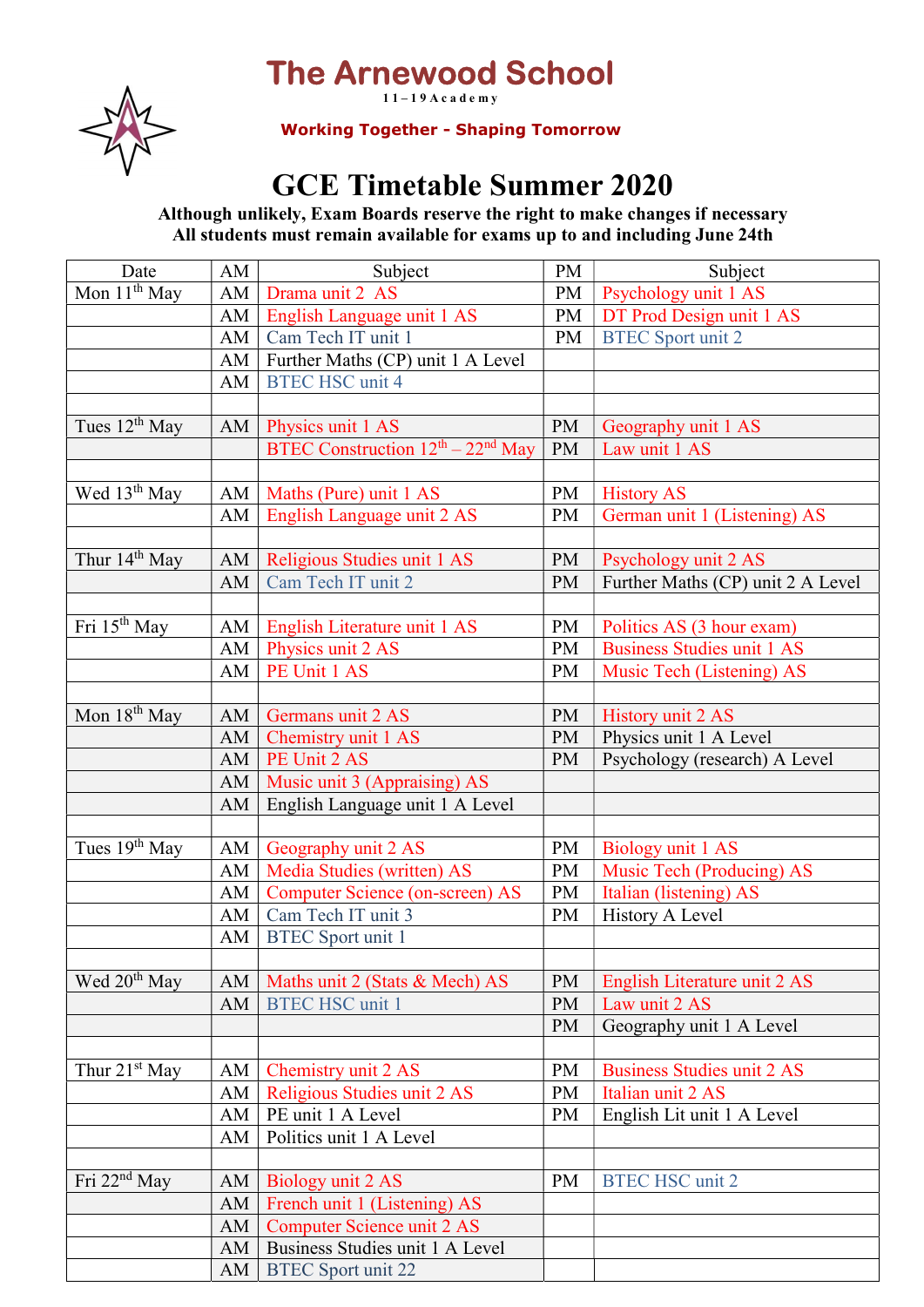# The Arnewood School

11 – 19 Academy

**Working Together - Shaping Tomorrow**

# GCE Timetable Summer 2020

**Although unlikely, Exam Boards reserve the right to make changes if necessary**
**All students must remain available for exams up to and including June 24th**

| Date | AM | Subject | PM | Subject |
|---|---|---|---|---|
| Mon 11th May | AM | Drama unit 2 AS | PM | Psychology unit 1 AS |
| | AM | English Language unit 1 AS | PM | DT Prod Design unit 1 AS |
| | AM | Cam Tech IT unit 1 | PM | BTEC Sport unit 2 |
| | AM | Further Maths (CP) unit 1 A Level | | |
| | AM | BTEC HSC unit 4 | | |
| | | | | |
| Tues 12th May | AM | Physics unit 1 AS | PM | Geography unit 1 AS |
| | | BTEC Construction 12th – 22nd May | PM | Law unit 1 AS |
| | | | | |
| Wed 13th May | AM | Maths (Pure) unit 1 AS | PM | History AS |
| | AM | English Language unit 2 AS | PM | German unit 1 (Listening) AS |
| | | | | |
| Thur 14th May | AM | Religious Studies unit 1 AS | PM | Psychology unit 2 AS |
| | AM | Cam Tech IT unit 2 | PM | Further Maths (CP) unit 2 A Level |
| | | | | |
| Fri 15th May | AM | English Literature unit 1 AS | PM | Politics AS (3 hour exam) |
| | AM | Physics unit 2 AS | PM | Business Studies unit 1 AS |
| | AM | PE Unit 1 AS | PM | Music Tech (Listening) AS |
| | | | | |
| Mon 18th May | AM | Germans unit 2 AS | PM | History unit 2 AS |
| | AM | Chemistry unit 1 AS | PM | Physics unit 1 A Level |
| | AM | PE Unit 2 AS | PM | Psychology (research) A Level |
| | AM | Music unit 3 (Appraising) AS | | |
| | AM | English Language unit 1 A Level | | |
| | | | | |
| Tues 19th May | AM | Geography unit 2 AS | PM | Biology unit 1 AS |
| | AM | Media Studies (written) AS | PM | Music Tech (Producing) AS |
| | AM | Computer Science (on-screen) AS | PM | Italian (listening) AS |
| | AM | Cam Tech IT unit 3 | PM | History A Level |
| | AM | BTEC Sport unit 1 | | |
| | | | | |
| Wed 20th May | AM | Maths unit 2 (Stats & Mech) AS | PM | English Literature unit 2 AS |
| | AM | BTEC HSC unit 1 | PM | Law unit 2 AS |
| | | | PM | Geography unit 1 A Level |
| | | | | |
| Thur 21st May | AM | Chemistry unit 2 AS | PM | Business Studies unit 2 AS |
| | AM | Religious Studies unit 2 AS | PM | Italian unit 2 AS |
| | AM | PE unit 1 A Level | PM | English Lit unit 1 A Level |
| | AM | Politics unit 1 A Level | | |
| | | | | |
| Fri 22nd May | AM | Biology unit 2 AS | PM | BTEC HSC unit 2 |
| | AM | French unit 1 (Listening) AS | | |
| | AM | Computer Science unit 2 AS | | |
| | AM | Business Studies unit 1 A Level | | |
| | AM | BTEC Sport unit 22 | | |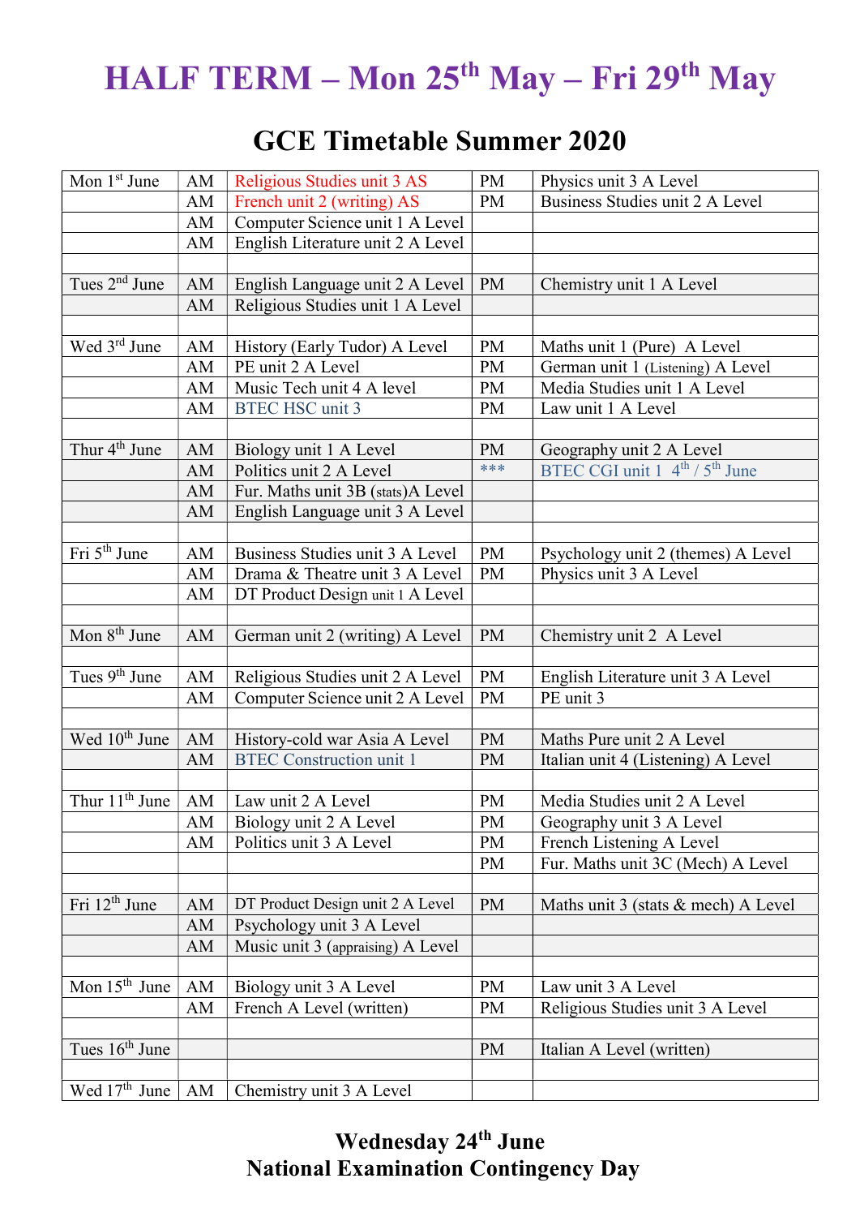# HALF TERM – Mon 25th May – Fri 29th May

## GCE Timetable Summer 2020

| | | | | |
|---|---|---|---|---|
| Mon 1st June | AM | Religious Studies unit 3 AS | PM | Physics unit 3 A Level |
| | AM | French unit 2 (writing) AS | PM | Business Studies unit 2 A Level |
| | AM | Computer Science unit 1 A Level | | |
| | AM | English Literature unit 2 A Level | | |
| | | | | |
| Tues 2nd June | AM | English Language unit 2 A Level | PM | Chemistry unit 1 A Level |
| | AM | Religious Studies unit 1 A Level | | |
| | | | | |
| Wed 3rd June | AM | History (Early Tudor) A Level | PM | Maths unit 1 (Pure) A Level |
| | AM | PE unit 2 A Level | PM | German unit 1 (Listening) A Level |
| | AM | Music Tech unit 4 A level | PM | Media Studies unit 1 A Level |
| | AM | BTEC HSC unit 3 | PM | Law unit 1 A Level |
| | | | | |
| Thur 4th June | AM | Biology unit 1 A Level | PM | Geography unit 2 A Level |
| | AM | Politics unit 2 A Level | *** | BTEC CGI unit 1 4th / 5th June |
| | AM | Fur. Maths unit 3B (stats)A Level | | |
| | AM | English Language unit 3 A Level | | |
| | | | | |
| Fri 5th June | AM | Business Studies unit 3 A Level | PM | Psychology unit 2 (themes) A Level |
| | AM | Drama & Theatre unit 3 A Level | PM | Physics unit 3 A Level |
| | AM | DT Product Design unit 1 A Level | | |
| | | | | |
| Mon 8th June | AM | German unit 2 (writing) A Level | PM | Chemistry unit 2 A Level |
| | | | | |
| Tues 9th June | AM | Religious Studies unit 2 A Level | PM | English Literature unit 3 A Level |
| | AM | Computer Science unit 2 A Level | PM | PE unit 3 |
| | | | | |
| Wed 10th June | AM | History-cold war Asia A Level | PM | Maths Pure unit 2 A Level |
| | AM | BTEC Construction unit 1 | PM | Italian unit 4 (Listening) A Level |
| | | | | |
| Thur 11th June | AM | Law unit 2 A Level | PM | Media Studies unit 2 A Level |
| | AM | Biology unit 2 A Level | PM | Geography unit 3 A Level |
| | AM | Politics unit 3 A Level | PM | French Listening A Level |
| | | | PM | Fur. Maths unit 3C (Mech) A Level |
| | | | | |
| Fri 12th June | AM | DT Product Design unit 2 A Level | PM | Maths unit 3 (stats & mech) A Level |
| | AM | Psychology unit 3 A Level | | |
| | AM | Music unit 3 (appraising) A Level | | |
| | | | | |
| Mon 15th June | AM | Biology unit 3 A Level | PM | Law unit 3 A Level |
| | AM | French A Level (written) | PM | Religious Studies unit 3 A Level |
| | | | | |
| Tues 16th June | | | PM | Italian A Level (written) |
| | | | | |
| Wed 17th June | AM | Chemistry unit 3 A Level | | |

**Wednesday 24th June**
**National Examination Contingency Day**